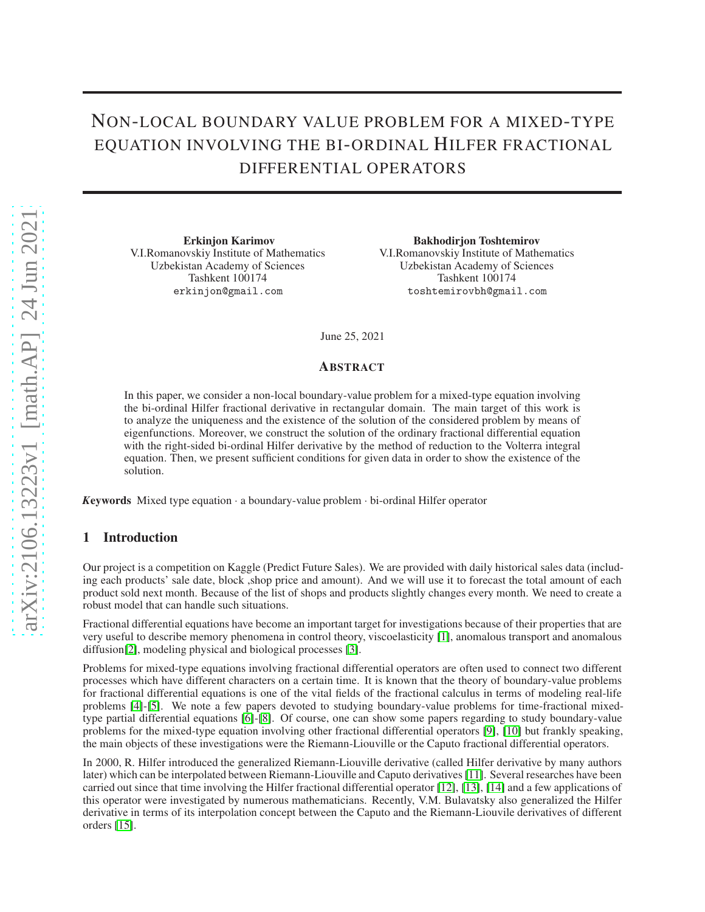# Non-local boundary value problem for a mixed-type equation involving the bi-ordinal Hilfer fractional differential operators

**Erkinjon Karimov**
V.I.Romanovskiy Institute of Mathematics
Uzbekistan Academy of Sciences
Tashkent 100174
erkinjon@gmail.com

**Bakhodirjon Toshtemirov**
V.I.Romanovskiy Institute of Mathematics
Uzbekistan Academy of Sciences
Tashkent 100174
toshtemirovbh@gmail.com

June 25, 2021

## Abstract

In this paper, we consider a non-local boundary-value problem for a mixed-type equation involving the bi-ordinal Hilfer fractional derivative in rectangular domain. The main target of this work is to analyze the uniqueness and the existence of the solution of the considered problem by means of eigenfunctions. Moreover, we construct the solution of the ordinary fractional differential equation with the right-sided bi-ordinal Hilfer derivative by the method of reduction to the Volterra integral equation. Then, we present sufficient conditions for given data in order to show the existence of the solution.

***K*eywords** Mixed type equation · a boundary-value problem · bi-ordinal Hilfer operator

## 1 Introduction

Our project is a competition on Kaggle (Predict Future Sales). We are provided with daily historical sales data (including each products' sale date, block ,shop price and amount). And we will use it to forecast the total amount of each product sold next month. Because of the list of shops and products slightly changes every month. We need to create a robust model that can handle such situations.

Fractional differential equations have become an important target for investigations because of their properties that are very useful to describe memory phenomena in control theory, viscoelasticity [1], anomalous transport and anomalous diffusion[2], modeling physical and biological processes [3].

Problems for mixed-type equations involving fractional differential operators are often used to connect two different processes which have different characters on a certain time. It is known that the theory of boundary-value problems for fractional differential equations is one of the vital fields of the fractional calculus in terms of modeling real-life problems [4]-[5]. We note a few papers devoted to studying boundary-value problems for time-fractional mixed-type partial differential equations [6]-[8]. Of course, one can show some papers regarding to study boundary-value problems for the mixed-type equation involving other fractional differential operators [9], [10] but frankly speaking, the main objects of these investigations were the Riemann-Liouville or the Caputo fractional differential operators.

In 2000, R. Hilfer introduced the generalized Riemann-Liouville derivative (called Hilfer derivative by many authors later) which can be interpolated between Riemann-Liouville and Caputo derivatives [11]. Several researches have been carried out since that time involving the Hilfer fractional differential operator [12], [13], [14] and a few applications of this operator were investigated by numerous mathematicians. Recently, V.M. Bulavatsky also generalized the Hilfer derivative in terms of its interpolation concept between the Caputo and the Riemann-Liouvile derivatives of different orders [15].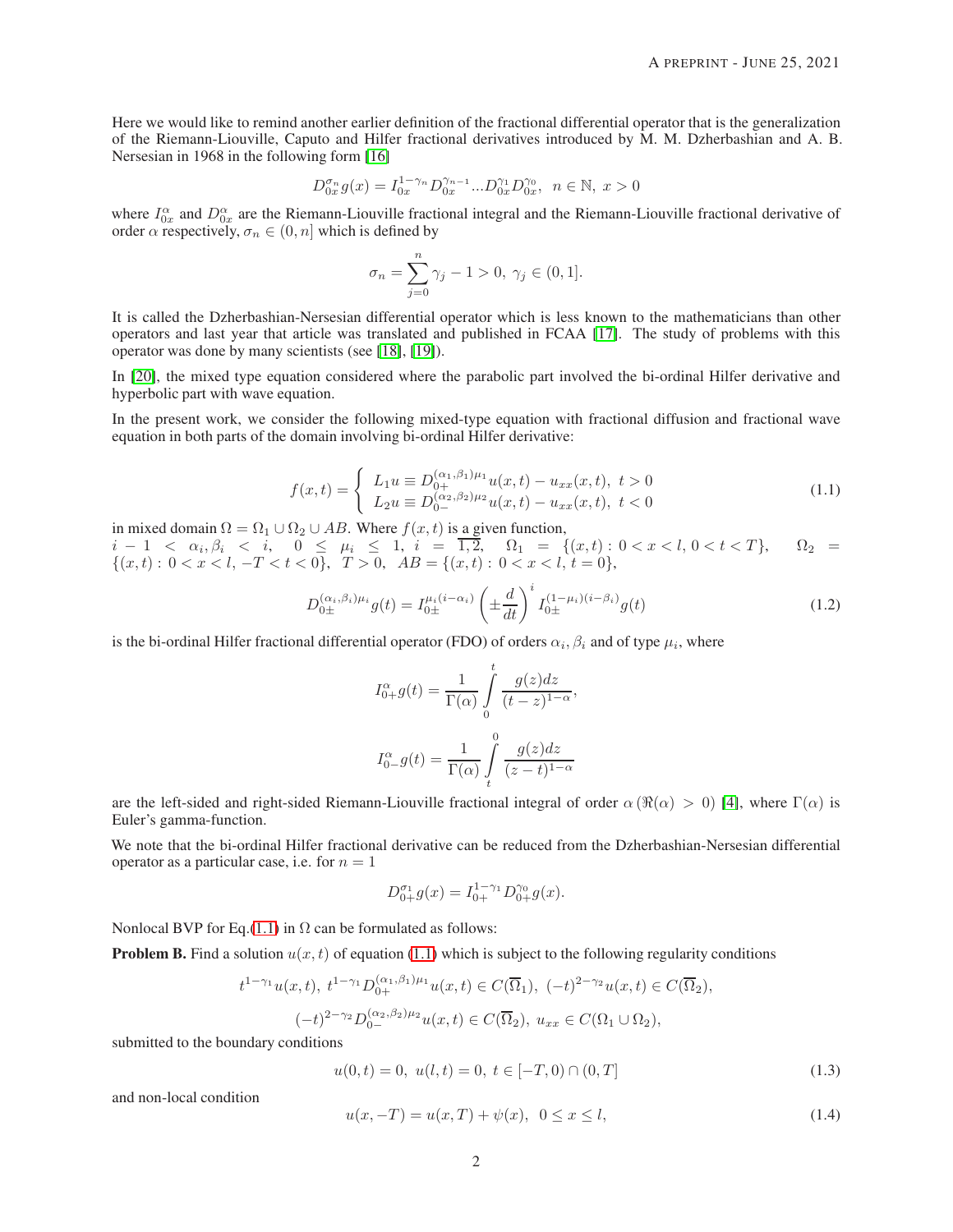Here we would like to remind another earlier definition of the fractional differential operator that is the generalization of the Riemann-Liouville, Caputo and Hilfer fractional derivatives introduced by M. M. Dzherbashian and A. B. Nersesian in 1968 in the following form [16]

$$D_{0x}^{\sigma_n}g(x)=I_{0x}^{1-\gamma_n}D_{0x}^{\gamma_{n-1}}...D_{0x}^{\gamma_1}D_{0x}^{\gamma_0},\ \ n\in\mathbb{N},\ x>0$$

where $I_{0x}^{\alpha}$ and $D_{0x}^{\alpha}$ are the Riemann-Liouville fractional integral and the Riemann-Liouville fractional derivative of order $\alpha$ respectively, $\sigma_n\in(0,n]$ which is defined by

$$\sigma_n=\sum_{j=0}^{n}\gamma_j-1>0,\ \gamma_j\in(0,1].$$

It is called the Dzherbashian-Nersesian differential operator which is less known to the mathematicians than other operators and last year that article was translated and published in FCAA [17]. The study of problems with this operator was done by many scientists (see [18], [19]).

In [20], the mixed type equation considered where the parabolic part involved the bi-ordinal Hilfer derivative and hyperbolic part with wave equation.

In the present work, we consider the following mixed-type equation with fractional diffusion and fractional wave equation in both parts of the domain involving bi-ordinal Hilfer derivative:

$$f(x,t)=\left\{\begin{array}{l} L_1u\equiv D_{0+}^{(\alpha_1,\beta_1)\mu_1}u(x,t)-u_{xx}(x,t),\ t>0\\ L_2u\equiv D_{0-}^{(\alpha_2,\beta_2)\mu_2}u(x,t)-u_{xx}(x,t),\ t<0\end{array}\right. \tag{1.1}$$

in mixed domain $\Omega=\Omega_1\cup\Omega_2\cup AB$. Where $f(x,t)$ is a given function, $i-1<\alpha_i,\beta_i<i,\quad 0\le\mu_i\le 1,\ i=\overline{1,2},\quad \Omega_1=\{(x,t):\ 0<x<l,\ 0<t<T\},\quad \Omega_2=\{(x,t):\ 0<x<l,\ -T<t<0\},\ \ T>0,\ \ AB=\{(x,t):\ 0<x<l,\ t=0\}$,

$$D_{0\pm}^{(\alpha_i,\beta_i)\mu_i}g(t)=I_{0\pm}^{\mu_i(i-\alpha_i)}\left(\pm\frac{d}{dt}\right)^iI_{0\pm}^{(1-\mu_i)(i-\beta_i)}g(t) \tag{1.2}$$

is the bi-ordinal Hilfer fractional differential operator (FDO) of orders $\alpha_i,\beta_i$ and of type $\mu_i$, where

$$I_{0+}^{\alpha}g(t)=\frac{1}{\Gamma(\alpha)}\int\limits_0^t\frac{g(z)dz}{(t-z)^{1-\alpha}},$$

$$I_{0-}^{\alpha}g(t)=\frac{1}{\Gamma(\alpha)}\int\limits_t^0\frac{g(z)dz}{(z-t)^{1-\alpha}}$$

are the left-sided and right-sided Riemann-Liouville fractional integral of order $\alpha\,(\Re(\alpha)>0)$ [4], where $\Gamma(\alpha)$ is Euler's gamma-function.

We note that the bi-ordinal Hilfer fractional derivative can be reduced from the Dzherbashian-Nersesian differential operator as a particular case, i.e. for $n=1$

$$D_{0+}^{\sigma_1}g(x)=I_{0+}^{1-\gamma_1}D_{0+}^{\gamma_0}g(x).$$

Nonlocal BVP for Eq.(1.1) in $\Omega$ can be formulated as follows:

**Problem B.** Find a solution $u(x,t)$ of equation (1.1) which is subject to the following regularity conditions

$$t^{1-\gamma_1}u(x,t),\ t^{1-\gamma_1}D_{0+}^{(\alpha_1,\beta_1)\mu_1}u(x,t)\in C(\overline{\Omega}_1),\ (-t)^{2-\gamma_2}u(x,t)\in C(\overline{\Omega}_2),$$

$$(-t)^{2-\gamma_2}D_{0-}^{(\alpha_2,\beta_2)\mu_2}u(x,t)\in C(\overline{\Omega}_2),\ u_{xx}\in C(\Omega_1\cup\Omega_2),$$

submitted to the boundary conditions

$$u(0,t)=0,\ u(l,t)=0,\ t\in[-T,0)\cap(0,T] \tag{1.3}$$

and non-local condition

$$u(x,-T)=u(x,T)+\psi(x),\ \ 0\le x\le l, \tag{1.4}$$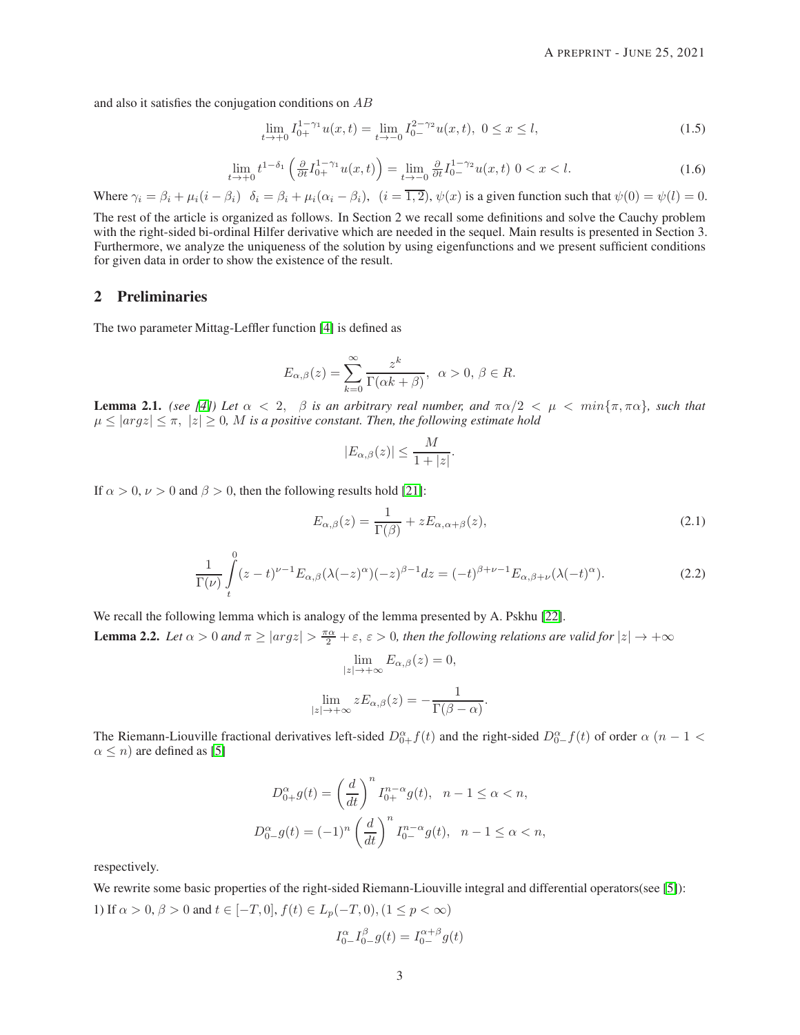and also it satisfies the conjugation conditions on $AB$

$$\lim_{t\to+0} I_{0+}^{1-\gamma_1}u(x,t) = \lim_{t\to-0} I_{0-}^{2-\gamma_2}u(x,t),\ 0\leq x\leq l, \tag{1.5}$$

$$\lim_{t\to+0} t^{1-\delta_1}\left(\frac{\partial}{\partial t}I_{0+}^{1-\gamma_1}u(x,t)\right) = \lim_{t\to-0}\frac{\partial}{\partial t}I_{0-}^{1-\gamma_2}u(x,t)\ 0<x<l. \tag{1.6}$$

Where $\gamma_i = \beta_i + \mu_i(i-\beta_i)$ $\delta_i = \beta_i + \mu_i(\alpha_i - \beta_i)$, $(i=\overline{1,2})$, $\psi(x)$ is a given function such that $\psi(0)=\psi(l)=0$.

The rest of the article is organized as follows. In Section 2 we recall some definitions and solve the Cauchy problem with the right-sided bi-ordinal Hilfer derivative which are needed in the sequel. Main results is presented in Section 3. Furthermore, we analyze the uniqueness of the solution by using eigenfunctions and we present sufficient conditions for given data in order to show the existence of the result.

## 2 Preliminaries

The two parameter Mittag-Leffler function [4] is defined as

$$E_{\alpha,\beta}(z) = \sum_{k=0}^{\infty}\frac{z^k}{\Gamma(\alpha k+\beta)},\ \ \alpha>0,\ \beta\in R.$$

**Lemma 2.1.** *(see [4]) Let $\alpha < 2$, $\beta$ is an arbitrary real number, and $\pi\alpha/2 < \mu < min\{\pi,\pi\alpha\}$, such that $\mu\leq|argz|\leq\pi$, $|z|\geq 0$, $M$ is a positive constant. Then, the following estimate hold*

$$|E_{\alpha,\beta}(z)|\leq\frac{M}{1+|z|}.$$

If $\alpha>0$, $\nu>0$ and $\beta>0$, then the following results hold [21]:

$$E_{\alpha,\beta}(z) = \frac{1}{\Gamma(\beta)} + zE_{\alpha,\alpha+\beta}(z), \tag{2.1}$$

$$\frac{1}{\Gamma(\nu)}\int_t^0 (z-t)^{\nu-1}E_{\alpha,\beta}(\lambda(-z)^\alpha)(-z)^{\beta-1}dz = (-t)^{\beta+\nu-1}E_{\alpha,\beta+\nu}(\lambda(-t)^\alpha). \tag{2.2}$$

We recall the following lemma which is analogy of the lemma presented by A. Pskhu [22].

**Lemma 2.2.** *Let $\alpha>0$ and $\pi\geq|argz|>\frac{\pi\alpha}{2}+\varepsilon$, $\varepsilon>0$, then the following relations are valid for $|z|\to+\infty$*

$$\lim_{|z|\to+\infty}E_{\alpha,\beta}(z) = 0,$$

$$\lim_{|z|\to+\infty}zE_{\alpha,\beta}(z) = -\frac{1}{\Gamma(\beta-\alpha)}.$$

The Riemann-Liouville fractional derivatives left-sided $D_{0+}^{\alpha}f(t)$ and the right-sided $D_{0-}^{\alpha}f(t)$ of order $\alpha$ $(n-1<\alpha\leq n)$ are defined as [5]

$$D_{0+}^{\alpha}g(t) = \left(\frac{d}{dt}\right)^n I_{0+}^{n-\alpha}g(t),\ \ n-1\leq\alpha<n,$$

$$D_{0-}^{\alpha}g(t) = (-1)^n\left(\frac{d}{dt}\right)^n I_{0-}^{n-\alpha}g(t),\ \ n-1\leq\alpha<n,$$

respectively.

We rewrite some basic properties of the right-sided Riemann-Liouville integral and differential operators(see [5]):

1) If $\alpha>0$, $\beta>0$ and $t\in[-T,0]$, $f(t)\in L_p(-T,0)$, $(1\leq p<\infty)$

$$I_{0-}^{\alpha}I_{0-}^{\beta}g(t) = I_{0-}^{\alpha+\beta}g(t)$$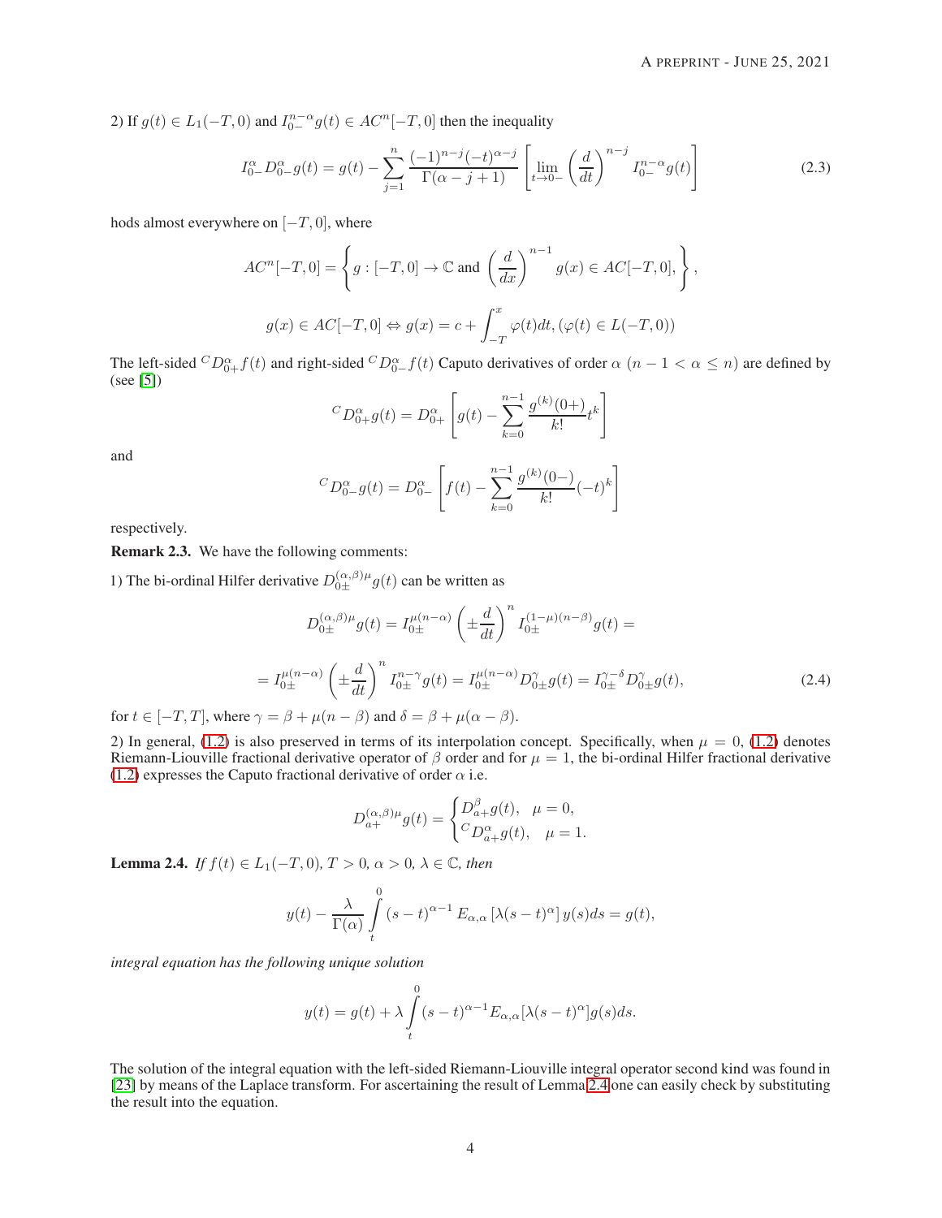2) If $g(t) \in L_1(-T,0)$ and $I_{0-}^{n-\alpha} g(t) \in AC^n[-T,0]$ then the inequality

$$I_{0-}^{\alpha} D_{0-}^{\alpha} g(t) = g(t) - \sum_{j=1}^{n} \frac{(-1)^{n-j}(-t)^{\alpha-j}}{\Gamma(\alpha-j+1)} \left[ \lim_{t\to 0-} \left(\frac{d}{dt}\right)^{n-j} I_{0-}^{n-\alpha} g(t) \right] \tag{2.3}$$

hods almost everywhere on $[-T,0]$, where

$$AC^n[-T,0] = \left\{ g : [-T,0] \to \mathbb{C} \text{ and } \left(\frac{d}{dx}\right)^{n-1} g(x) \in AC[-T,0], \right\},$$

$$g(x) \in AC[-T,0] \Leftrightarrow g(x) = c + \int_{-T}^{x} \varphi(t)dt, (\varphi(t) \in L(-T,0))$$

The left-sided ${}^C D_{0+}^{\alpha} f(t)$ and right-sided ${}^C D_{0-}^{\alpha} f(t)$ Caputo derivatives of order $\alpha$ $(n-1 < \alpha \leq n)$ are defined by (see [5])

$${}^C D_{0+}^{\alpha} g(t) = D_{0+}^{\alpha} \left[ g(t) - \sum_{k=0}^{n-1} \frac{g^{(k)}(0+)}{k!} t^k \right]$$

and

$${}^C D_{0-}^{\alpha} g(t) = D_{0-}^{\alpha} \left[ f(t) - \sum_{k=0}^{n-1} \frac{g^{(k)}(0-)}{k!} (-t)^k \right]$$

respectively.

**Remark 2.3.** We have the following comments:

1) The bi-ordinal Hilfer derivative $D_{0\pm}^{(\alpha,\beta)\mu} g(t)$ can be written as

$$D_{0\pm}^{(\alpha,\beta)\mu} g(t) = I_{0\pm}^{\mu(n-\alpha)} \left(\pm\frac{d}{dt}\right)^n I_{0\pm}^{(1-\mu)(n-\beta)} g(t) =$$

$$= I_{0\pm}^{\mu(n-\alpha)} \left(\pm\frac{d}{dt}\right)^n I_{0\pm}^{n-\gamma} g(t) = I_{0\pm}^{\mu(n-\alpha)} D_{0\pm}^{\gamma} g(t) = I_{0\pm}^{\gamma-\delta} D_{0\pm}^{\gamma} g(t), \tag{2.4}$$

for $t \in [-T,T]$, where $\gamma = \beta + \mu(n-\beta)$ and $\delta = \beta + \mu(\alpha-\beta)$.

2) In general, (1.2) is also preserved in terms of its interpolation concept. Specifically, when $\mu = 0$, (1.2) denotes Riemann-Liouville fractional derivative operator of $\beta$ order and for $\mu = 1$, the bi-ordinal Hilfer fractional derivative (1.2) expresses the Caputo fractional derivative of order $\alpha$ i.e.

$$D_{a+}^{(\alpha,\beta)\mu} g(t) = \begin{cases} D_{a+}^{\beta} g(t), & \mu = 0, \\ {}^C D_{a+}^{\alpha} g(t), & \mu = 1. \end{cases}$$

**Lemma 2.4.** *If $f(t) \in L_1(-T,0)$, $T > 0$, $\alpha > 0$, $\lambda \in \mathbb{C}$, then*

$$y(t) - \frac{\lambda}{\Gamma(\alpha)} \int_{t}^{0} (s-t)^{\alpha-1} E_{\alpha,\alpha}\left[\lambda(s-t)^{\alpha}\right] y(s) ds = g(t),$$

*integral equation has the following unique solution*

$$y(t) = g(t) + \lambda \int_{t}^{0} (s-t)^{\alpha-1} E_{\alpha,\alpha}[\lambda(s-t)^{\alpha}] g(s) ds.$$

The solution of the integral equation with the left-sided Riemann-Liouville integral operator second kind was found in [23] by means of the Laplace transform. For ascertaining the result of Lemma 2.4 one can easily check by substituting the result into the equation.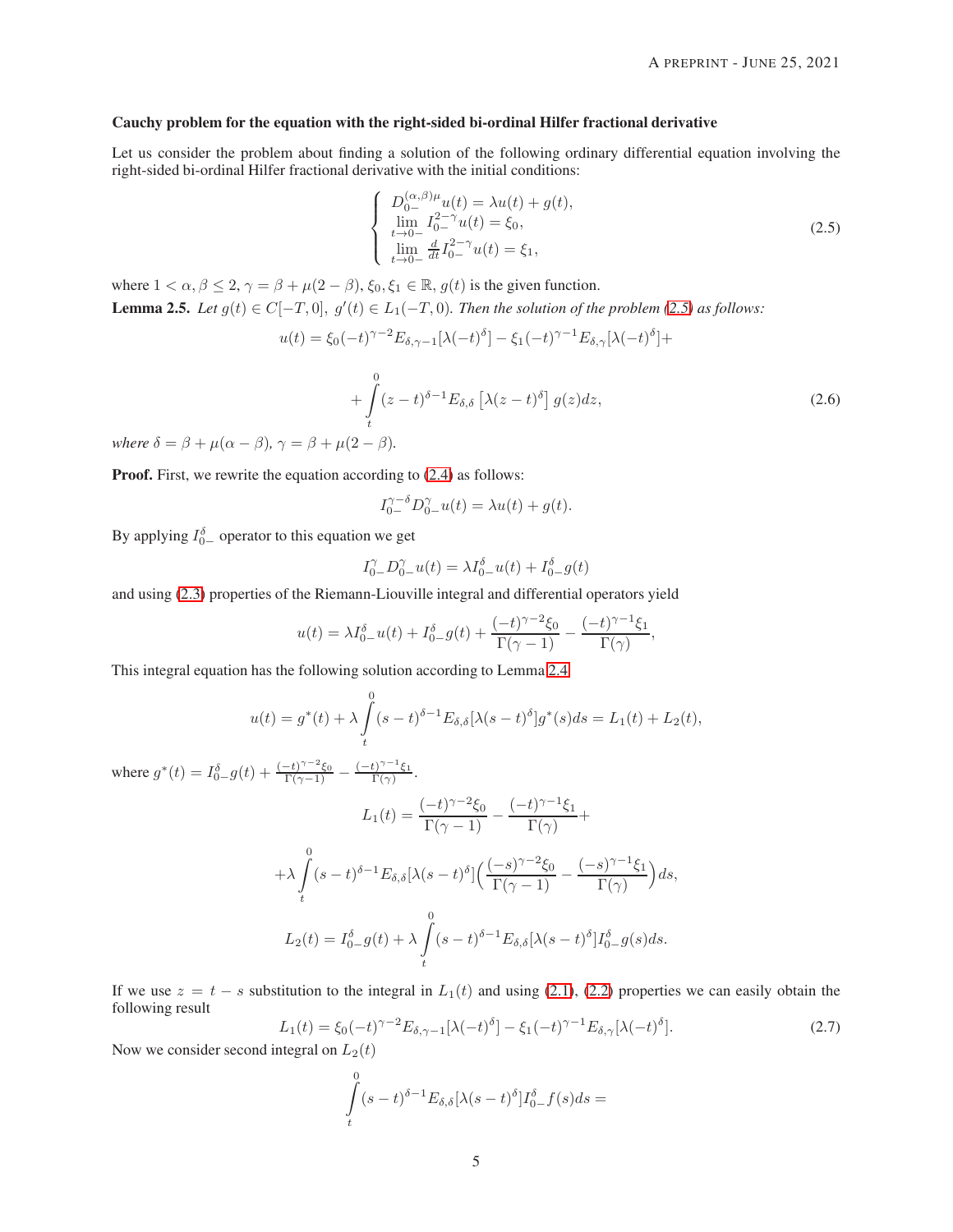**Cauchy problem for the equation with the right-sided bi-ordinal Hilfer fractional derivative**

Let us consider the problem about finding a solution of the following ordinary differential equation involving the right-sided bi-ordinal Hilfer fractional derivative with the initial conditions:

$$\begin{cases} D_{0-}^{(\alpha,\beta)\mu}u(t) = \lambda u(t) + g(t), \\ \lim\limits_{t\to 0-} I_{0-}^{2-\gamma}u(t) = \xi_0, \\ \lim\limits_{t\to 0-} \frac{d}{dt}I_{0-}^{2-\gamma}u(t) = \xi_1, \end{cases} \tag{2.5}$$

where $1 < \alpha, \beta \leq 2$, $\gamma = \beta + \mu(2-\beta)$, $\xi_0, \xi_1 \in \mathbb{R}$, $g(t)$ is the given function.

**Lemma 2.5.** *Let $g(t) \in C[-T, 0],\ g'(t) \in L_1(-T, 0)$. Then the solution of the problem (2.5) as follows:*

$$u(t) = \xi_0(-t)^{\gamma-2}E_{\delta,\gamma-1}[\lambda(-t)^\delta] - \xi_1(-t)^{\gamma-1}E_{\delta,\gamma}[\lambda(-t)^\delta] +$$

$$+ \int\limits_t^0 (z-t)^{\delta-1}E_{\delta,\delta}\left[\lambda(z-t)^\delta\right] g(z)dz, \tag{2.6}$$

*where $\delta = \beta + \mu(\alpha - \beta)$, $\gamma = \beta + \mu(2-\beta)$.*

**Proof.** First, we rewrite the equation according to (2.4) as follows:

$$I_{0-}^{\gamma-\delta}D_{0-}^{\gamma}u(t) = \lambda u(t) + g(t).$$

By applying $I_{0-}^{\delta}$ operator to this equation we get

$$I_{0-}^{\gamma}D_{0-}^{\gamma}u(t) = \lambda I_{0-}^{\delta}u(t) + I_{0-}^{\delta}g(t)$$

and using (2.3) properties of the Riemann-Liouville integral and differential operators yield

$$u(t) = \lambda I_{0-}^{\delta}u(t) + I_{0-}^{\delta}g(t) + \frac{(-t)^{\gamma-2}\xi_0}{\Gamma(\gamma-1)} - \frac{(-t)^{\gamma-1}\xi_1}{\Gamma(\gamma)},$$

This integral equation has the following solution according to Lemma 2.4

$$u(t) = g^*(t) + \lambda\int\limits_t^0 (s-t)^{\delta-1}E_{\delta,\delta}[\lambda(s-t)^\delta]g^*(s)ds = L_1(t) + L_2(t),$$

where $g^*(t) = I_{0-}^{\delta}g(t) + \frac{(-t)^{\gamma-2}\xi_0}{\Gamma(\gamma-1)} - \frac{(-t)^{\gamma-1}\xi_1}{\Gamma(\gamma)}$.

$$L_1(t) = \frac{(-t)^{\gamma-2}\xi_0}{\Gamma(\gamma-1)} - \frac{(-t)^{\gamma-1}\xi_1}{\Gamma(\gamma)} +$$

$$+\lambda\int\limits_t^0 (s-t)^{\delta-1}E_{\delta,\delta}[\lambda(s-t)^\delta]\Big(\frac{(-s)^{\gamma-2}\xi_0}{\Gamma(\gamma-1)} - \frac{(-s)^{\gamma-1}\xi_1}{\Gamma(\gamma)}\Big)ds,$$

$$L_2(t) = I_{0-}^{\delta}g(t) + \lambda\int\limits_t^0 (s-t)^{\delta-1}E_{\delta,\delta}[\lambda(s-t)^\delta]I_{0-}^{\delta}g(s)ds.$$

If we use $z = t - s$ substitution to the integral in $L_1(t)$ and using (2.1), (2.2) properties we can easily obtain the following result

$$L_1(t) = \xi_0(-t)^{\gamma-2}E_{\delta,\gamma-1}[\lambda(-t)^\delta] - \xi_1(-t)^{\gamma-1}E_{\delta,\gamma}[\lambda(-t)^\delta]. \tag{2.7}$$

Now we consider second integral on $L_2(t)$

$$\int\limits_t^0 (s-t)^{\delta-1}E_{\delta,\delta}[\lambda(s-t)^\delta]I_{0-}^{\delta}f(s)ds =$$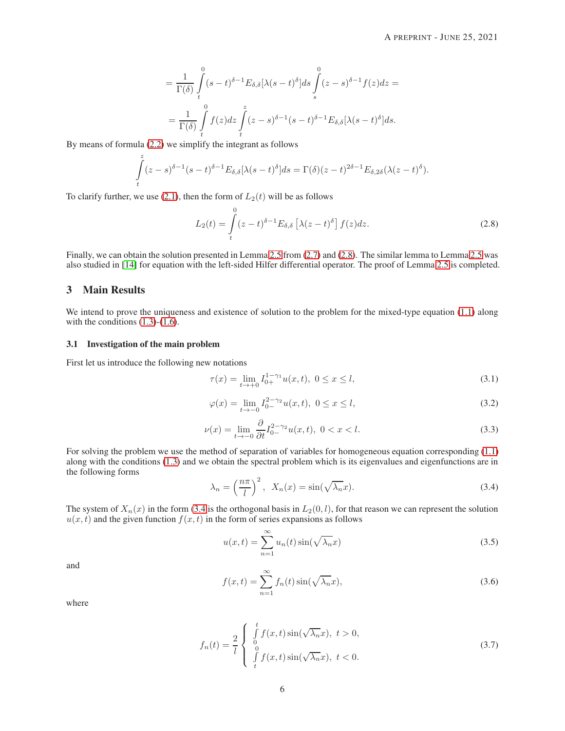$$
= \frac{1}{\Gamma(\delta)} \int\limits_t^0 (s-t)^{\delta-1} E_{\delta,\delta}[\lambda(s-t)^\delta] ds \int\limits_s^0 (z-s)^{\delta-1} f(z) dz =
$$

$$
= \frac{1}{\Gamma(\delta)} \int\limits_t^0 f(z) dz \int\limits_t^z (z-s)^{\delta-1} (s-t)^{\delta-1} E_{\delta,\delta}[\lambda(s-t)^\delta] ds.
$$

By means of formula (2.2) we simplify the integrant as follows

$$
\int\limits_t^z (z-s)^{\delta-1} (s-t)^{\delta-1} E_{\delta,\delta}[\lambda(s-t)^\delta] ds = \Gamma(\delta)(z-t)^{2\delta-1} E_{\delta,2\delta}(\lambda(z-t)^\delta).
$$

To clarify further, we use (2.1), then the form of $L_2(t)$ will be as follows

$$
L_2(t) = \int\limits_t^0 (z-t)^{\delta-1} E_{\delta,\delta}\left[\lambda(z-t)^\delta\right] f(z) dz. \tag{2.8}
$$

Finally, we can obtain the solution presented in Lemma 2.5 from (2.7) and (2.8). The similar lemma to Lemma 2.5 was also studied in [14] for equation with the left-sided Hilfer differential operator. The proof of Lemma 2.5 is completed.

## 3 Main Results

We intend to prove the uniqueness and existence of solution to the problem for the mixed-type equation (1.1) along with the conditions (1.3)-(1.6).

### 3.1 Investigation of the main problem

First let us introduce the following new notations

$$
\tau(x) = \lim_{t\to+0} I_{0+}^{1-\gamma_1} u(x,t), \ 0 \le x \le l, \tag{3.1}
$$

$$
\varphi(x) = \lim_{t\to-0} I_{0-}^{2-\gamma_2} u(x,t), \ 0 \le x \le l, \tag{3.2}
$$

$$
\nu(x) = \lim_{t\to-0} \frac{\partial}{\partial t} I_{0-}^{2-\gamma_2} u(x,t), \ 0 < x < l. \tag{3.3}
$$

For solving the problem we use the method of separation of variables for homogeneous equation corresponding (1.1) along with the conditions (1.3) and we obtain the spectral problem which is its eigenvalues and eigenfunctions are in the following forms

$$
\lambda_n = \left(\frac{n\pi}{l}\right)^2, \ X_n(x) = \sin(\sqrt{\lambda_n} x). \tag{3.4}
$$

The system of $X_n(x)$ in the form (3.4 is the orthogonal basis in $L_2(0,l)$, for that reason we can represent the solution $u(x,t)$ and the given function $f(x,t)$ in the form of series expansions as follows

$$
u(x,t) = \sum_{n=1}^{\infty} u_n(t) \sin(\sqrt{\lambda_n} x) \tag{3.5}
$$

and

$$
f(x,t) = \sum_{n=1}^{\infty} f_n(t) \sin(\sqrt{\lambda_n} x), \tag{3.6}
$$

where

$$
f_n(t) = \frac{2}{l} \begin{cases} \int\limits_0^t f(x,t) \sin(\sqrt{\lambda_n} x), \ t > 0, \\ \int\limits_t^0 f(x,t) \sin(\sqrt{\lambda_n} x), \ t < 0. \end{cases} \tag{3.7}
$$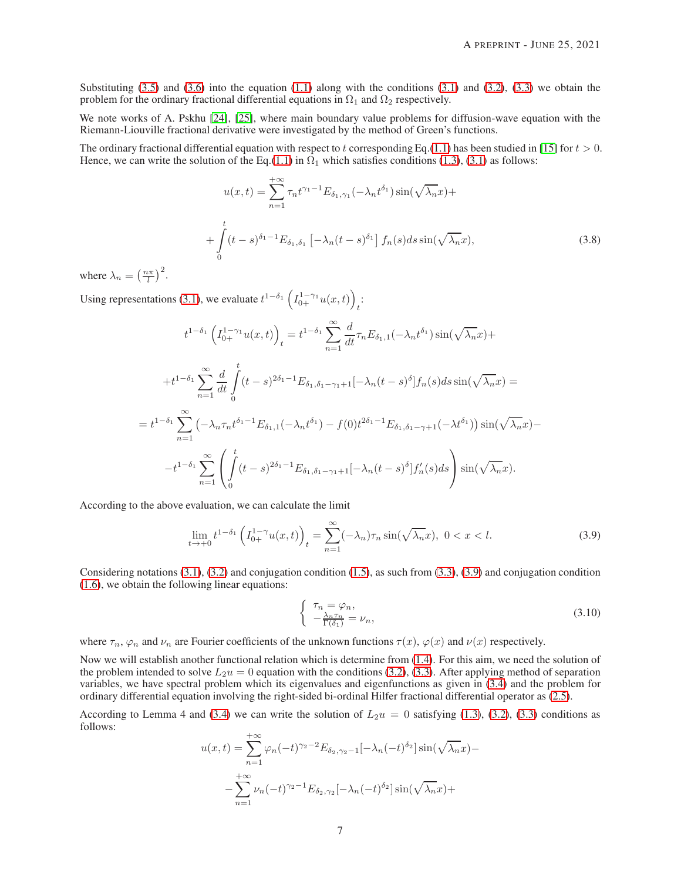Substituting (3.5) and (3.6) into the equation (1.1) along with the conditions (3.1) and (3.2), (3.3) we obtain the problem for the ordinary fractional differential equations in $\Omega_1$ and $\Omega_2$ respectively.

We note works of A. Pskhu [24], [25], where main boundary value problems for diffusion-wave equation with the Riemann-Liouville fractional derivative were investigated by the method of Green's functions.

The ordinary fractional differential equation with respect to $t$ corresponding Eq.(1.1) has been studied in [15] for $t > 0$. Hence, we can write the solution of the Eq.(1.1) in $\Omega_1$ which satisfies conditions (1.3), (3.1) as follows:

$$
u(x,t) = \sum_{n=1}^{+\infty} \tau_n t^{\gamma_1 - 1} E_{\delta_1,\gamma_1}(-\lambda_n t^{\delta_1}) \sin(\sqrt{\lambda_n} x) +
$$

$$
+ \int_0^t (t-s)^{\delta_1 - 1} E_{\delta_1,\delta_1}\left[-\lambda_n (t-s)^{\delta_1}\right] f_n(s) ds \sin(\sqrt{\lambda_n} x), \tag{3.8}
$$

where $\lambda_n = \left(\frac{n\pi}{l}\right)^2$.

Using representations (3.1), we evaluate $t^{1-\delta_1}\left(I_{0+}^{1-\gamma_1} u(x,t)\right)_t$:

$$
t^{1-\delta_1}\left(I_{0+}^{1-\gamma_1} u(x,t)\right)_t = t^{1-\delta_1} \sum_{n=1}^{\infty} \frac{d}{dt} \tau_n E_{\delta_1,1}(-\lambda_n t^{\delta_1}) \sin(\sqrt{\lambda_n} x) +
$$

$$
+ t^{1-\delta_1} \sum_{n=1}^{\infty} \frac{d}{dt} \int_0^t (t-s)^{2\delta_1 - 1} E_{\delta_1,\delta_1-\gamma_1+1}[-\lambda_n (t-s)^{\delta}] f_n(s) ds \sin(\sqrt{\lambda_n} x) =
$$

$$
= t^{1-\delta_1} \sum_{n=1}^{\infty} \left(-\lambda_n \tau_n t^{\delta_1 - 1} E_{\delta_1,1}(-\lambda_n t^{\delta_1}) - f(0) t^{2\delta_1 - 1} E_{\delta_1,\delta_1-\gamma+1}(-\lambda t^{\delta_1})\right) \sin(\sqrt{\lambda_n} x) -
$$

$$
- t^{1-\delta_1} \sum_{n=1}^{\infty} \left( \int_0^t (t-s)^{2\delta_1 - 1} E_{\delta_1,\delta_1-\gamma_1+1}[-\lambda_n (t-s)^{\delta}] f_n'(s) ds \right) \sin(\sqrt{\lambda_n} x).
$$

According to the above evaluation, we can calculate the limit

$$
\lim_{t \to +0} t^{1-\delta_1}\left(I_{0+}^{1-\gamma} u(x,t)\right)_t = \sum_{n=1}^{\infty} (-\lambda_n) \tau_n \sin(\sqrt{\lambda_n} x), \ 0 < x < l. \tag{3.9}
$$

Considering notations (3.1), (3.2) and conjugation condition (1.5), as such from (3.3), (3.9) and conjugation condition (1.6), we obtain the following linear equations:

$$
\begin{cases} \tau_n = \varphi_n, \\ -\frac{\lambda_n \tau_n}{\Gamma(\delta_1)} = \nu_n, \end{cases} \tag{3.10}
$$

where $\tau_n$, $\varphi_n$ and $\nu_n$ are Fourier coefficients of the unknown functions $\tau(x)$, $\varphi(x)$ and $\nu(x)$ respectively.

Now we will establish another functional relation which is determine from (1.4). For this aim, we need the solution of the problem intended to solve $L_2 u = 0$ equation with the conditions (3.2), (3.3). After applying method of separation variables, we have spectral problem which its eigenvalues and eigenfunctions as given in (3.4) and the problem for ordinary differential equation involving the right-sided bi-ordinal Hilfer fractional differential operator as (2.5).

According to Lemma 4 and (3.4) we can write the solution of $L_2 u = 0$ satisfying (1.3), (3.2), (3.3) conditions as follows:

$$
u(x,t) = \sum_{n=1}^{+\infty} \varphi_n (-t)^{\gamma_2 - 2} E_{\delta_2,\gamma_2 - 1}[-\lambda_n (-t)^{\delta_2}] \sin(\sqrt{\lambda_n} x) -
$$

$$
- \sum_{n=1}^{+\infty} \nu_n (-t)^{\gamma_2 - 1} E_{\delta_2,\gamma_2}[-\lambda_n (-t)^{\delta_2}] \sin(\sqrt{\lambda_n} x) +
$$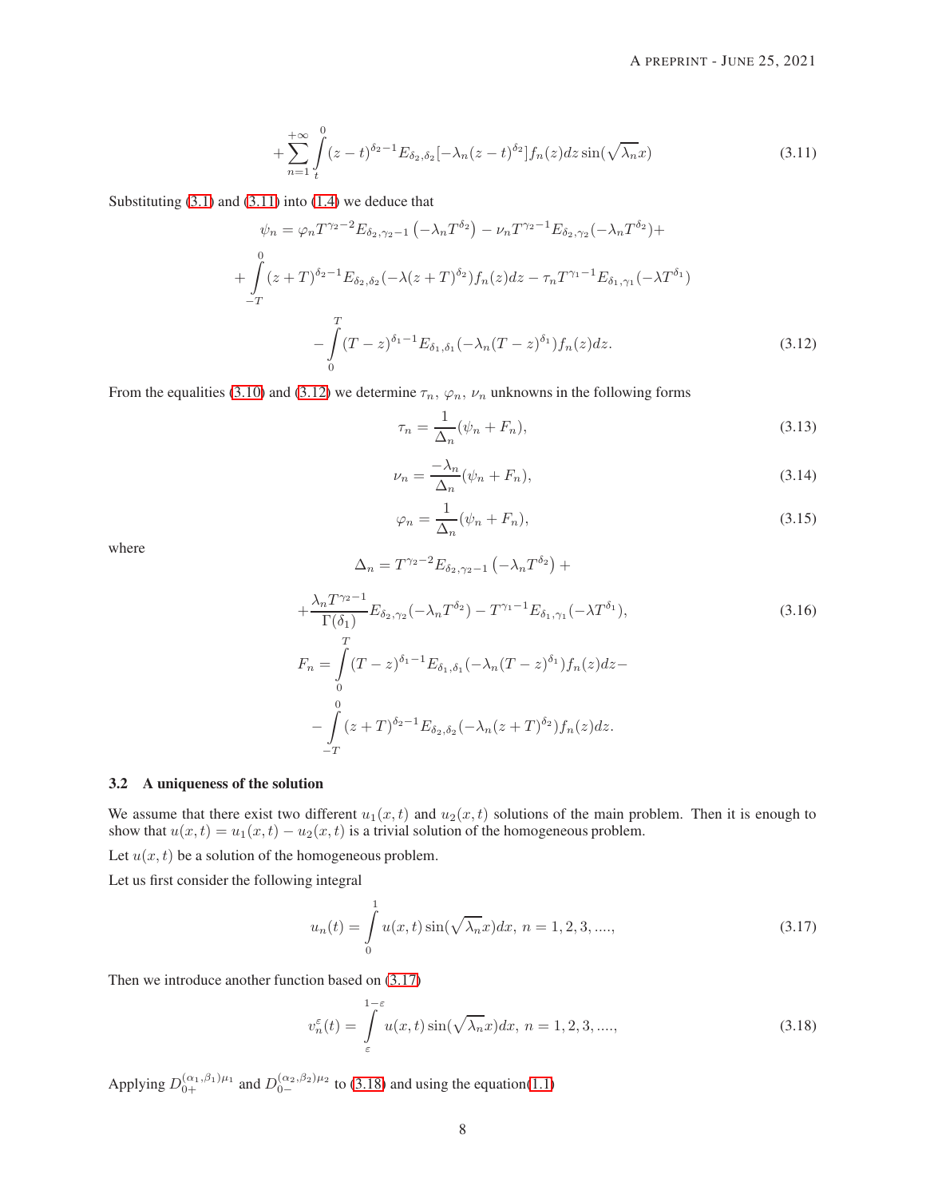$$+\sum_{n=1}^{+\infty}\int_{t}^{0}(z-t)^{\delta_2-1}E_{\delta_2,\delta_2}[-\lambda_n(z-t)^{\delta_2}]f_n(z)dz\sin(\sqrt{\lambda_n}x) \tag{3.11}$$

Substituting (3.1) and (3.11) into (1.4) we deduce that

$$\psi_n=\varphi_n T^{\gamma_2-2}E_{\delta_2,\gamma_2-1}\left(-\lambda_n T^{\delta_2}\right)-\nu_n T^{\gamma_2-1}E_{\delta_2,\gamma_2}(-\lambda_n T^{\delta_2})+$$

$$+\int_{-T}^{0}(z+T)^{\delta_2-1}E_{\delta_2,\delta_2}(-\lambda(z+T)^{\delta_2})f_n(z)dz-\tau_n T^{\gamma_1-1}E_{\delta_1,\gamma_1}(-\lambda T^{\delta_1})$$

$$-\int_{0}^{T}(T-z)^{\delta_1-1}E_{\delta_1,\delta_1}(-\lambda_n(T-z)^{\delta_1})f_n(z)dz. \tag{3.12}$$

From the equalities (3.10) and (3.12) we determine $\tau_n$, $\varphi_n$, $\nu_n$ unknowns in the following forms

$$\tau_n=\frac{1}{\Delta_n}(\psi_n+F_n), \tag{3.13}$$

$$\nu_n=\frac{-\lambda_n}{\Delta_n}(\psi_n+F_n), \tag{3.14}$$

$$\varphi_n=\frac{1}{\Delta_n}(\psi_n+F_n), \tag{3.15}$$

where

$$\Delta_n=T^{\gamma_2-2}E_{\delta_2,\gamma_2-1}\left(-\lambda_n T^{\delta_2}\right)+$$

$$+\frac{\lambda_n T^{\gamma_2-1}}{\Gamma(\delta_1)}E_{\delta_2,\gamma_2}(-\lambda_n T^{\delta_2})-T^{\gamma_1-1}E_{\delta_1,\gamma_1}(-\lambda T^{\delta_1}), \tag{3.16}$$

$$F_n=\int_{0}^{T}(T-z)^{\delta_1-1}E_{\delta_1,\delta_1}(-\lambda_n(T-z)^{\delta_1})f_n(z)dz-$$

$$-\int_{-T}^{0}(z+T)^{\delta_2-1}E_{\delta_2,\delta_2}(-\lambda_n(z+T)^{\delta_2})f_n(z)dz.$$

### 3.2 A uniqueness of the solution

We assume that there exist two different $u_1(x,t)$ and $u_2(x,t)$ solutions of the main problem. Then it is enough to show that $u(x,t)=u_1(x,t)-u_2(x,t)$ is a trivial solution of the homogeneous problem.

Let $u(x,t)$ be a solution of the homogeneous problem.

Let us first consider the following integral

$$u_n(t)=\int_{0}^{1}u(x,t)\sin(\sqrt{\lambda_n}x)dx,\ n=1,2,3,...., \tag{3.17}$$

Then we introduce another function based on (3.17)

$$v_n^{\varepsilon}(t)=\int_{\varepsilon}^{1-\varepsilon}u(x,t)\sin(\sqrt{\lambda_n}x)dx,\ n=1,2,3,...., \tag{3.18}$$

Applying $D_{0+}^{(\alpha_1,\beta_1)\mu_1}$ and $D_{0-}^{(\alpha_2,\beta_2)\mu_2}$ to (3.18) and using the equation(1.1)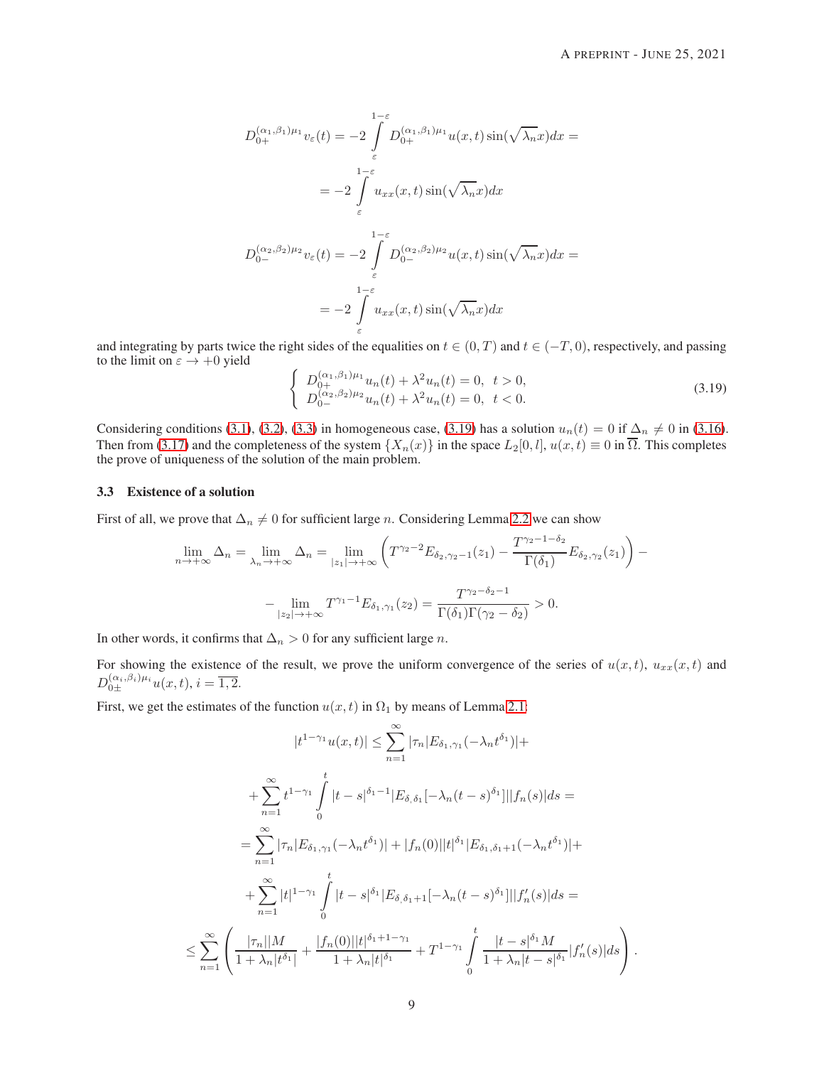$$D_{0+}^{(\alpha_1,\beta_1)\mu_1} v_\varepsilon(t) = -2 \int\limits_{\varepsilon}^{1-\varepsilon} D_{0+}^{(\alpha_1,\beta_1)\mu_1} u(x,t) \sin(\sqrt{\lambda_n} x) dx =$$

$$= -2 \int\limits_{\varepsilon}^{1-\varepsilon} u_{xx}(x,t) \sin(\sqrt{\lambda_n} x) dx$$

$$D_{0-}^{(\alpha_2,\beta_2)\mu_2} v_\varepsilon(t) = -2 \int\limits_{\varepsilon}^{1-\varepsilon} D_{0-}^{(\alpha_2,\beta_2)\mu_2} u(x,t) \sin(\sqrt{\lambda_n} x) dx =$$

$$= -2 \int\limits_{\varepsilon}^{1-\varepsilon} u_{xx}(x,t) \sin(\sqrt{\lambda_n} x) dx$$

and integrating by parts twice the right sides of the equalities on $t \in (0,T)$ and $t \in (-T,0)$, respectively, and passing to the limit on $\varepsilon \to +0$ yield

$$\left\{ \begin{array}{l} D_{0+}^{(\alpha_1,\beta_1)\mu_1} u_n(t) + \lambda^2 u_n(t) = 0, \;\; t > 0, \\ D_{0-}^{(\alpha_2,\beta_2)\mu_2} u_n(t) + \lambda^2 u_n(t) = 0, \;\; t < 0. \end{array} \right. \tag{3.19}$$

Considering conditions (3.1), (3.2), (3.3) in homogeneous case, (3.19) has a solution $u_n(t) = 0$ if $\Delta_n \neq 0$ in (3.16). Then from (3.17) and the completeness of the system $\{X_n(x)\}$ in the space $L_2[0,l]$, $u(x,t) \equiv 0$ in $\overline{\Omega}$. This completes the prove of uniqueness of the solution of the main problem.

### 3.3 Existence of a solution

First of all, we prove that $\Delta_n \neq 0$ for sufficient large $n$. Considering Lemma 2.2 we can show

$$\lim_{n\to+\infty} \Delta_n = \lim_{\lambda_n\to+\infty} \Delta_n = \lim_{|z_1|\to+\infty} \left( T^{\gamma_2-2} E_{\delta_2,\gamma_2-1}(z_1) - \frac{T^{\gamma_2-1-\delta_2}}{\Gamma(\delta_1)} E_{\delta_2,\gamma_2}(z_1) \right) -$$

$$- \lim_{|z_2|\to+\infty} T^{\gamma_1-1} E_{\delta_1,\gamma_1}(z_2) = \frac{T^{\gamma_2-\delta_2-1}}{\Gamma(\delta_1)\Gamma(\gamma_2-\delta_2)} > 0.$$

In other words, it confirms that $\Delta_n > 0$ for any sufficient large $n$.

For showing the existence of the result, we prove the uniform convergence of the series of $u(x,t)$, $u_{xx}(x,t)$ and $D_{0\pm}^{(\alpha_i,\beta_i)\mu_i} u(x,t)$, $i = \overline{1,2}$.

First, we get the estimates of the function $u(x,t)$ in $\Omega_1$ by means of Lemma 2.1:

$$|t^{1-\gamma_1} u(x,t)| \leq \sum_{n=1}^{\infty} |\tau_n| |E_{\delta_1,\gamma_1}(-\lambda_n t^{\delta_1})| +$$

$$+ \sum_{n=1}^{\infty} t^{1-\gamma_1} \int\limits_0^t |t-s|^{\delta_1-1} |E_{\delta,\delta_1}[-\lambda_n (t-s)^{\delta_1}]| |f_n(s)| ds =$$

$$= \sum_{n=1}^{\infty} |\tau_n| |E_{\delta_1,\gamma_1}(-\lambda_n t^{\delta_1})| + |f_n(0)| |t|^{\delta_1} |E_{\delta_1,\delta_1+1}(-\lambda_n t^{\delta_1})| +$$

$$+ \sum_{n=1}^{\infty} |t|^{1-\gamma_1} \int\limits_0^t |t-s|^{\delta_1} |E_{\delta,\delta_1+1}[-\lambda_n (t-s)^{\delta_1}]| |f_n'(s)| ds =$$

$$\leq \sum_{n=1}^{\infty} \left( \frac{|\tau_n| |M}{1+\lambda_n |t^{\delta_1}|} + \frac{|f_n(0)| |t|^{\delta_1+1-\gamma_1}}{1+\lambda_n |t|^{\delta_1}} + T^{1-\gamma_1} \int\limits_0^t \frac{|t-s|^{\delta_1} M}{1+\lambda_n |t-s|^{\delta_1}} |f_n'(s)| ds \right).$$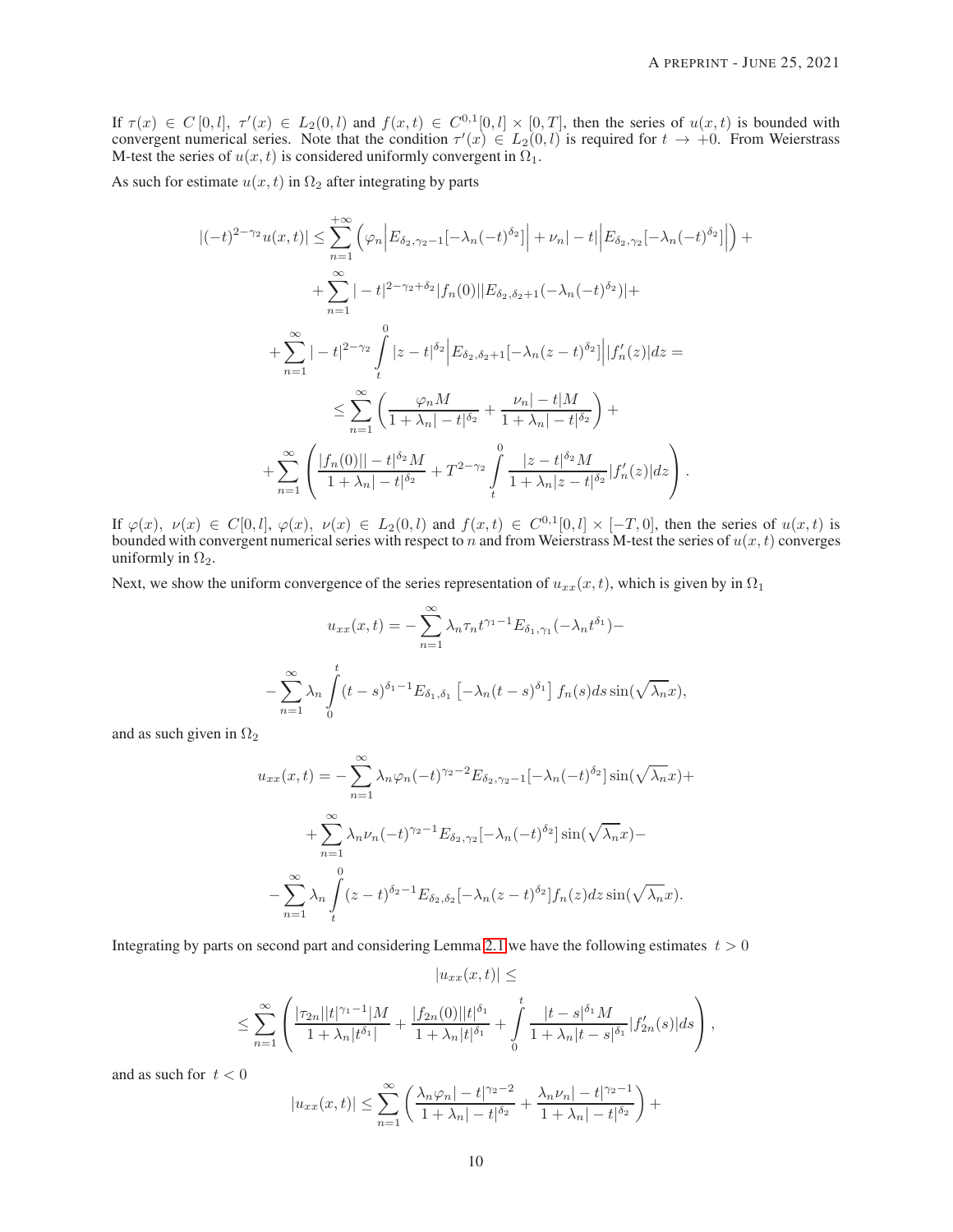If $\tau(x) \in C[0,l],\ \tau'(x) \in L_2(0,l)$ and $f(x,t) \in C^{0,1}[0,l] \times [0,T]$, then the series of $u(x,t)$ is bounded with convergent numerical series. Note that the condition $\tau'(x) \in L_2(0,l)$ is required for $t \to +0$. From Weierstrass M-test the series of $u(x,t)$ is considered uniformly convergent in $\Omega_1$.

As such for estimate $u(x,t)$ in $\Omega_2$ after integrating by parts

$$
\begin{gathered}
|(-t)^{2-\gamma_2} u(x,t)| \leq \sum_{n=1}^{+\infty} \left( \varphi_n \left| E_{\delta_2,\gamma_2-1}[-\lambda_n(-t)^{\delta_2}] \right| + \nu_n |-t| \left| E_{\delta_2,\gamma_2}[-\lambda_n(-t)^{\delta_2}] \right| \right) + \\
+ \sum_{n=1}^{\infty} |-t|^{2-\gamma_2+\delta_2} |f_n(0)| |E_{\delta_2,\delta_2+1}(-\lambda_n(-t)^{\delta_2})| + \\
+ \sum_{n=1}^{\infty} |-t|^{2-\gamma_2} \int_t^0 |z-t|^{\delta_2} \left| E_{\delta_2,\delta_2+1}[-\lambda_n(z-t)^{\delta_2}] \right| |f_n'(z)| dz = \\
\leq \sum_{n=1}^{\infty} \left( \frac{\varphi_n M}{1+\lambda_n|-t|^{\delta_2}} + \frac{\nu_n |-t| M}{1+\lambda_n|-t|^{\delta_2}} \right) + \\
+ \sum_{n=1}^{\infty} \left( \frac{|f_n(0)| |-t|^{\delta_2} M}{1+\lambda_n|-t|^{\delta_2}} + T^{2-\gamma_2} \int_t^0 \frac{|z-t|^{\delta_2} M}{1+\lambda_n|z-t|^{\delta_2}} |f_n'(z)| dz \right).
\end{gathered}
$$

If $\varphi(x),\ \nu(x) \in C[0,l],\ \varphi(x),\ \nu(x) \in L_2(0,l)$ and $f(x,t) \in C^{0,1}[0,l] \times [-T,0]$, then the series of $u(x,t)$ is bounded with convergent numerical series with respect to $n$ and from Weierstrass M-test the series of $u(x,t)$ converges uniformly in $\Omega_2$.

Next, we show the uniform convergence of the series representation of $u_{xx}(x,t)$, which is given by in $\Omega_1$

$$
\begin{gathered}
u_{xx}(x,t) = -\sum_{n=1}^{\infty} \lambda_n \tau_n t^{\gamma_1-1} E_{\delta_1,\gamma_1}(-\lambda_n t^{\delta_1}) - \\
- \sum_{n=1}^{\infty} \lambda_n \int_0^t (t-s)^{\delta_1-1} E_{\delta_1,\delta_1}\left[-\lambda_n(t-s)^{\delta_1}\right] f_n(s) ds \sin(\sqrt{\lambda_n} x),
\end{gathered}
$$

and as such given in $\Omega_2$

$$
\begin{gathered}
u_{xx}(x,t) = -\sum_{n=1}^{\infty} \lambda_n \varphi_n (-t)^{\gamma_2-2} E_{\delta_2,\gamma_2-1}[-\lambda_n(-t)^{\delta_2}] \sin(\sqrt{\lambda_n} x) + \\
+ \sum_{n=1}^{\infty} \lambda_n \nu_n (-t)^{\gamma_2-1} E_{\delta_2,\gamma_2}[-\lambda_n(-t)^{\delta_2}] \sin(\sqrt{\lambda_n} x) - \\
- \sum_{n=1}^{\infty} \lambda_n \int_t^0 (z-t)^{\delta_2-1} E_{\delta_2,\delta_2}[-\lambda_n(z-t)^{\delta_2}] f_n(z) dz \sin(\sqrt{\lambda_n} x).
\end{gathered}
$$

Integrating by parts on second part and considering Lemma 2.1 we have the following estimates $t>0$

$$
\begin{gathered}
|u_{xx}(x,t)| \leq \\
\leq \sum_{n=1}^{\infty} \left( \frac{|\tau_{2n}| |t|^{\gamma_1-1} |M}{1+\lambda_n |t^{\delta_1}|} + \frac{|f_{2n}(0)| |t|^{\delta_1}}{1+\lambda_n |t|^{\delta_1}} + \int_0^t \frac{|t-s|^{\delta_1} M}{1+\lambda_n |t-s|^{\delta_1}} |f_{2n}'(s)| ds \right),
\end{gathered}
$$

and as such for $t<0$

$$
|u_{xx}(x,t)| \leq \sum_{n=1}^{\infty} \left( \frac{\lambda_n \varphi_n |-t|^{\gamma_2-2}}{1+\lambda_n|-t|^{\delta_2}} + \frac{\lambda_n \nu_n |-t|^{\gamma_2-1}}{1+\lambda_n|-t|^{\delta_2}} \right) +
$$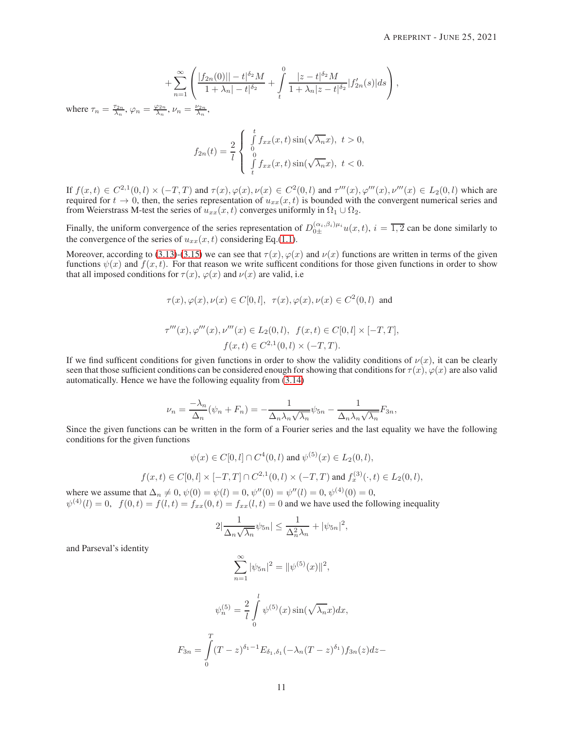$$
+\sum_{n=1}^{\infty}\left(\frac{|f_{2n}(0)||-t|^{\delta_2}M}{1+\lambda_n|-t|^{\delta_2}}+\int\limits_t^0\frac{|z-t|^{\delta_2}M}{1+\lambda_n|z-t|^{\delta_2}}|f_{2n}'(s)|ds\right),
$$

where $\tau_n=\frac{\tau_{2n}}{\lambda_n}$, $\varphi_n=\frac{\varphi_{2n}}{\lambda_n}$, $\nu_n=\frac{\nu_{2n}}{\lambda_n}$,

$$
f_{2n}(t)=\frac{2}{l}\begin{cases}\int\limits_0^t f_{xx}(x,t)\sin(\sqrt{\lambda_n}x),\ t>0,\\ \int\limits_t^0 f_{xx}(x,t)\sin(\sqrt{\lambda_n}x),\ t<0.\end{cases}
$$

If $f(x,t)\in C^{2,1}(0,l)\times(-T,T)$ and $\tau(x),\varphi(x),\nu(x)\in C^2(0,l)$ and $\tau'''(x),\varphi'''(x),\nu'''(x)\in L_2(0,l)$ which are required for $t\to 0$, then, the series representation of $u_{xx}(x,t)$ is bounded with the convergent numerical series and from Weierstrass M-test the series of $u_{xx}(x,t)$ converges uniformly in $\Omega_1\cup\Omega_2$.

Finally, the uniform convergence of the series representation of $D_{0\pm}^{(\alpha_i,\beta_i)\mu_i}u(x,t)$, $i=\overline{1,2}$ can be done similarly to the convergence of the series of $u_{xx}(x,t)$ considering Eq.(1.1).

Moreover, according to (3.13)-(3.15) we can see that $\tau(x)$, $\varphi(x)$ and $\nu(x)$ functions are written in terms of the given functions $\psi(x)$ and $f(x,t)$. For that reason we write sufficent conditions for those given functions in order to show that all imposed conditions for $\tau(x)$, $\varphi(x)$ and $\nu(x)$ are valid, i.e

$$
\tau(x),\varphi(x),\nu(x)\in C[0,l],\ \ \tau(x),\varphi(x),\nu(x)\in C^2(0,l)\ \text{ and}
$$

$$
\tau'''(x),\varphi'''(x),\nu'''(x)\in L_2(0,l),\ \ f(x,t)\in C[0,l]\times[-T,T],
$$
$$
f(x,t)\in C^{2,1}(0,l)\times(-T,T).
$$

If we find sufficent conditions for given functions in order to show the validity conditions of $\nu(x)$, it can be clearly seen that those sufficient conditions can be considered enough for showing that conditions for $\tau(x),\varphi(x)$ are also valid automatically. Hence we have the following equality from (3.14)

$$
\nu_n=\frac{-\lambda_n}{\Delta_n}(\psi_n+F_n)=-\frac{1}{\Delta_n\lambda_n\sqrt{\lambda_n}}\psi_{5n}-\frac{1}{\Delta_n\lambda_n\sqrt{\lambda_n}}F_{3n},
$$

Since the given functions can be written in the form of a Fourier series and the last equality we have the following conditions for the given functions

$$
\psi(x)\in C[0,l]\cap C^4(0,l)\text{ and }\psi^{(5)}(x)\in L_2(0,l),
$$

$$
f(x,t)\in C[0,l]\times[-T,T]\cap C^{2,1}(0,l)\times(-T,T)\text{ and }f_x^{(3)}(\cdot,t)\in L_2(0,l),
$$

where we assume that $\Delta_n\neq 0$, $\psi(0)=\psi(l)=0$, $\psi''(0)=\psi''(l)=0$, $\psi^{(4)}(0)=0$, $\psi^{(4)}(l)=0$, $f(0,t)=f(l,t)=f_{xx}(0,t)=f_{xx}(l,t)=0$ and we have used the following inequality

$$
2|\frac{1}{\Delta_n\sqrt{\lambda_n}}\psi_{5n}|\leq\frac{1}{\Delta_n^2\lambda_n}+|\psi_{5n}|^2,
$$

and Parseval's identity

$$
\sum_{n=1}^{\infty}|\psi_{5n}|^2=\|\psi^{(5)}(x)\|^2,
$$

$$
\psi_n^{(5)}=\frac{2}{l}\int\limits_0^l\psi^{(5)}(x)\sin(\sqrt{\lambda_n}x)dx,
$$

$$
F_{3n}=\int\limits_0^T(T-z)^{\delta_1-1}E_{\delta_1,\delta_1}(-\lambda_n(T-z)^{\delta_1})f_{3n}(z)dz-
$$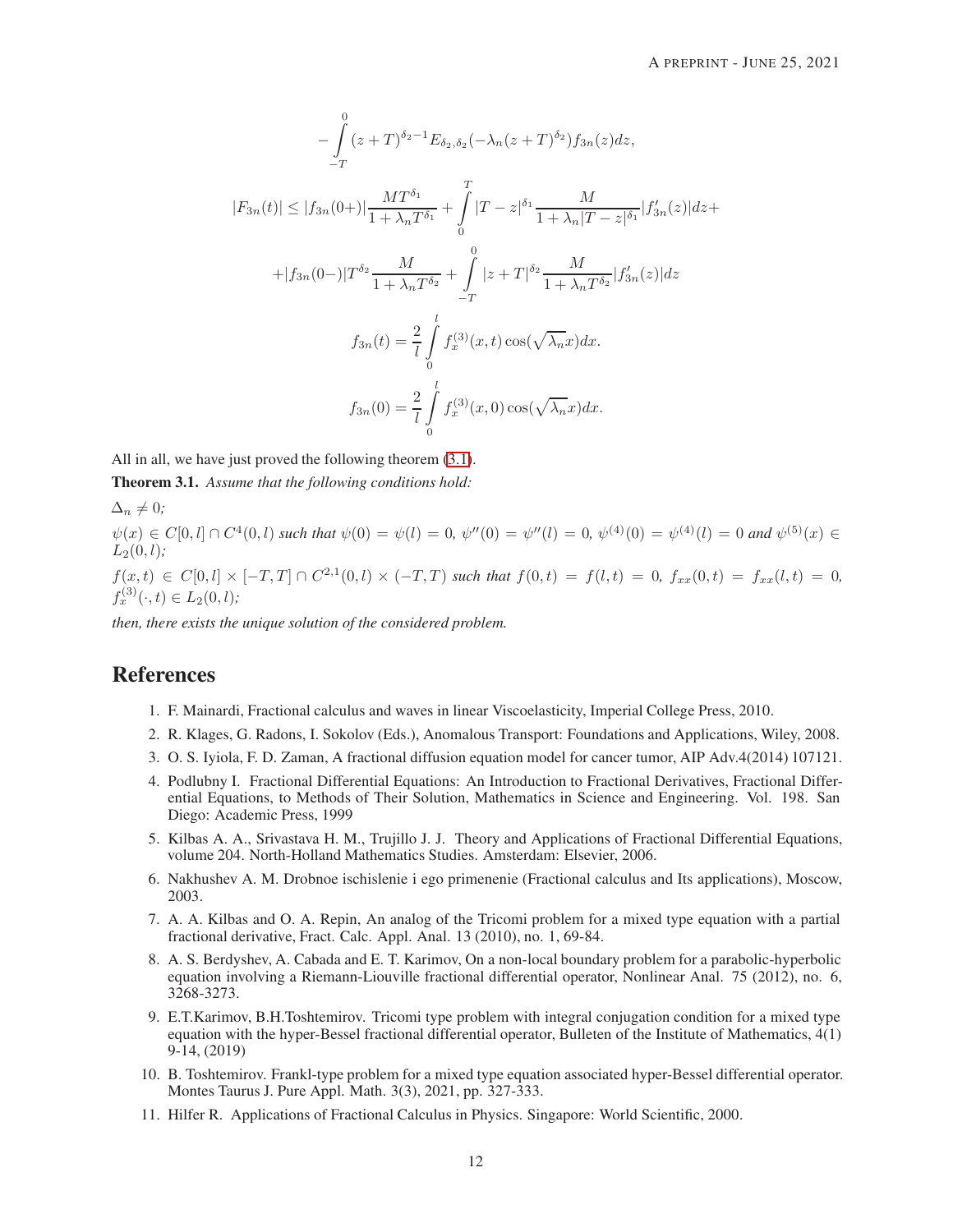$$
-\int_{-T}^{0}(z+T)^{\delta_2-1}E_{\delta_2,\delta_2}(-\lambda_n(z+T)^{\delta_2})f_{3n}(z)dz,
$$

$$
|F_{3n}(t)| \leq |f_{3n}(0+)|\frac{MT^{\delta_1}}{1+\lambda_n T^{\delta_1}} + \int_{0}^{T}|T-z|^{\delta_1}\frac{M}{1+\lambda_n|T-z|^{\delta_1}}|f_{3n}'(z)|dz+
$$

$$
+|f_{3n}(0-)|T^{\delta_2}\frac{M}{1+\lambda_n T^{\delta_2}} + \int_{-T}^{0}|z+T|^{\delta_2}\frac{M}{1+\lambda_n T^{\delta_2}}|f_{3n}'(z)|dz
$$

$$
f_{3n}(t) = \frac{2}{l}\int_{0}^{l} f_x^{(3)}(x,t)\cos(\sqrt{\lambda_n}x)dx.
$$

$$
f_{3n}(0) = \frac{2}{l}\int_{0}^{l} f_x^{(3)}(x,0)\cos(\sqrt{\lambda_n}x)dx.
$$

All in all, we have just proved the following theorem (3.1).

**Theorem 3.1.** *Assume that the following conditions hold:*

$\Delta_n \neq 0$;

$\psi(x) \in C[0,l] \cap C^4(0,l)$ *such that* $\psi(0) = \psi(l) = 0$, $\psi''(0) = \psi''(l) = 0$, $\psi^{(4)}(0) = \psi^{(4)}(l) = 0$ *and* $\psi^{(5)}(x) \in L_2(0,l)$;

$f(x,t) \in C[0,l] \times [-T,T] \cap C^{2,1}(0,l) \times (-T,T)$ *such that* $f(0,t) = f(l,t) = 0$, $f_{xx}(0,t) = f_{xx}(l,t) = 0$, $f_x^{(3)}(\cdot,t) \in L_2(0,l)$;

*then, there exists the unique solution of the considered problem.*

# References

1. F. Mainardi, Fractional calculus and waves in linear Viscoelasticity, Imperial College Press, 2010.
2. R. Klages, G. Radons, I. Sokolov (Eds.), Anomalous Transport: Foundations and Applications, Wiley, 2008.
3. O. S. Iyiola, F. D. Zaman, A fractional diffusion equation model for cancer tumor, AIP Adv.4(2014) 107121.
4. Podlubny I. Fractional Differential Equations: An Introduction to Fractional Derivatives, Fractional Differential Equations, to Methods of Their Solution, Mathematics in Science and Engineering. Vol. 198. San Diego: Academic Press, 1999
5. Kilbas A. A., Srivastava H. M., Trujillo J. J. Theory and Applications of Fractional Differential Equations, volume 204. North-Holland Mathematics Studies. Amsterdam: Elsevier, 2006.
6. Nakhushev A. M. Drobnoe ischislenie i ego primenenie (Fractional calculus and Its applications), Moscow, 2003.
7. A. A. Kilbas and O. A. Repin, An analog of the Tricomi problem for a mixed type equation with a partial fractional derivative, Fract. Calc. Appl. Anal. 13 (2010), no. 1, 69-84.
8. A. S. Berdyshev, A. Cabada and E. T. Karimov, On a non-local boundary problem for a parabolic-hyperbolic equation involving a Riemann-Liouville fractional differential operator, Nonlinear Anal. 75 (2012), no. 6, 3268-3273.
9. E.T.Karimov, B.H.Toshtemirov. Tricomi type problem with integral conjugation condition for a mixed type equation with the hyper-Bessel fractional differential operator, Bulleten of the Institute of Mathematics, 4(1) 9-14, (2019)
10. B. Toshtemirov. Frankl-type problem for a mixed type equation associated hyper-Bessel differential operator. Montes Taurus J. Pure Appl. Math. 3(3), 2021, pp. 327-333.
11. Hilfer R. Applications of Fractional Calculus in Physics. Singapore: World Scientific, 2000.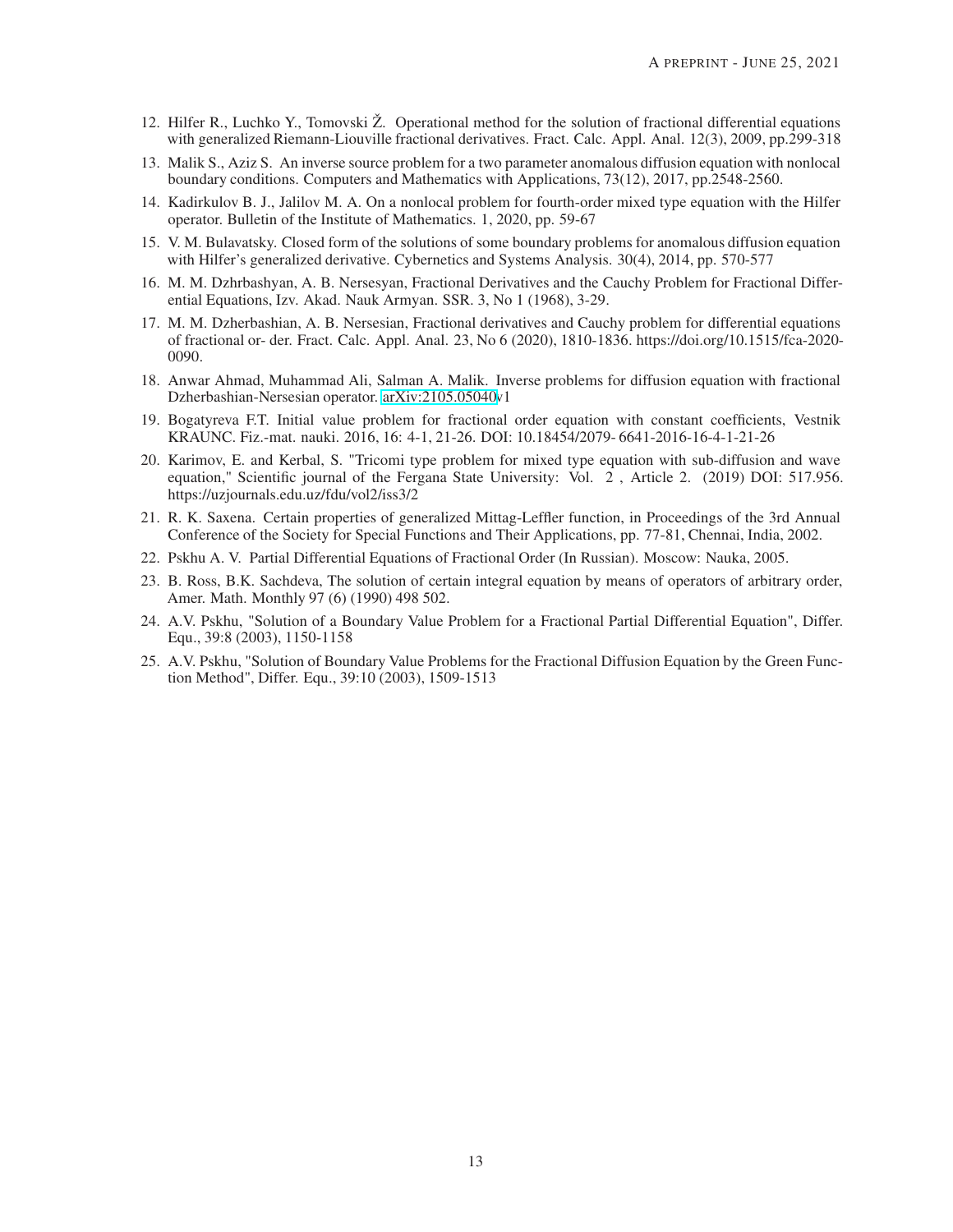12. Hilfer R., Luchko Y., Tomovski Ž. Operational method for the solution of fractional differential equations with generalized Riemann-Liouville fractional derivatives. Fract. Calc. Appl. Anal. 12(3), 2009, pp.299-318
13. Malik S., Aziz S. An inverse source problem for a two parameter anomalous diffusion equation with nonlocal boundary conditions. Computers and Mathematics with Applications, 73(12), 2017, pp.2548-2560.
14. Kadirkulov B. J., Jalilov M. A. On a nonlocal problem for fourth-order mixed type equation with the Hilfer operator. Bulletin of the Institute of Mathematics. 1, 2020, pp. 59-67
15. V. M. Bulavatsky. Closed form of the solutions of some boundary problems for anomalous diffusion equation with Hilfer's generalized derivative. Cybernetics and Systems Analysis. 30(4), 2014, pp. 570-577
16. M. M. Dzhrbashyan, A. B. Nersesyan, Fractional Derivatives and the Cauchy Problem for Fractional Differential Equations, Izv. Akad. Nauk Armyan. SSR. 3, No 1 (1968), 3-29.
17. M. M. Dzherbashian, A. B. Nersesian, Fractional derivatives and Cauchy problem for differential equations of fractional or- der. Fract. Calc. Appl. Anal. 23, No 6 (2020), 1810-1836. https://doi.org/10.1515/fca-2020-0090.
18. Anwar Ahmad, Muhammad Ali, Salman A. Malik. Inverse problems for diffusion equation with fractional Dzherbashian-Nersesian operator. arXiv:2105.05040v1
19. Bogatyreva F.T. Initial value problem for fractional order equation with constant coefficients, Vestnik KRAUNC. Fiz.-mat. nauki. 2016, 16: 4-1, 21-26. DOI: 10.18454/2079- 6641-2016-16-4-1-21-26
20. Karimov, E. and Kerbal, S. "Tricomi type problem for mixed type equation with sub-diffusion and wave equation," Scientific journal of the Fergana State University: Vol. 2 , Article 2. (2019) DOI: 517.956. https://uzjournals.edu.uz/fdu/vol2/iss3/2
21. R. K. Saxena. Certain properties of generalized Mittag-Leffler function, in Proceedings of the 3rd Annual Conference of the Society for Special Functions and Their Applications, pp. 77-81, Chennai, India, 2002.
22. Pskhu A. V. Partial Differential Equations of Fractional Order (In Russian). Moscow: Nauka, 2005.
23. B. Ross, B.K. Sachdeva, The solution of certain integral equation by means of operators of arbitrary order, Amer. Math. Monthly 97 (6) (1990) 498 502.
24. A.V. Pskhu, "Solution of a Boundary Value Problem for a Fractional Partial Differential Equation", Differ. Equ., 39:8 (2003), 1150-1158
25. A.V. Pskhu, "Solution of Boundary Value Problems for the Fractional Diffusion Equation by the Green Function Method", Differ. Equ., 39:10 (2003), 1509-1513